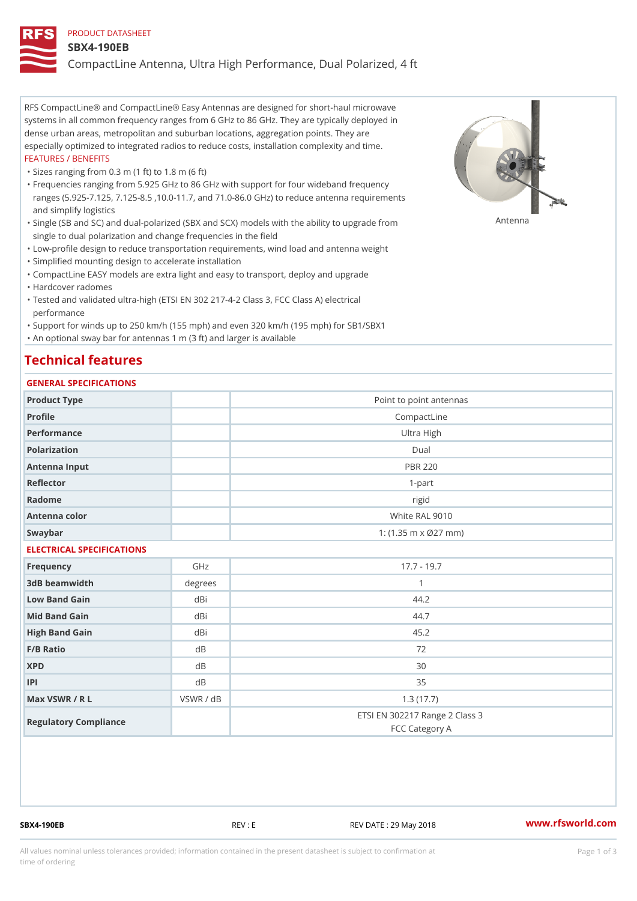PRODUCT DATASHEET

# SBX4-190EB

CompactLine Antenna, Ultra High Performance, Dual Polarized, 4 ft

RFS CompactLine® and CompactLine® Easy Antennas are designed for short-haul microwave systems in all common frequency ranges from 6 GHz to 86 GHz. They are typically deployed in dense urban areas, metropolitan and suburban locations, aggregation points. They are especially optimized to integrated radios to reduce costs, installation complexity and time.

FEATURES / BENEFITS

- Sizes ranging from 0.3 m (1 ft) to 1.8 m (6 ft)
- Frequencies ranging from 5.925 GHz to 86 GHz with support for four wideband frequency ranges (5.925-7.125, 7.125-8.5 ,10.0-11.7, and 71.0-86.0 GHz) to reduce antenna requirements and simplify logistics
- Single (SB and SC) and dual-polarized (SBX and SCX) models with the ability to upgrade from single to dual polarization and change frequencies in the field
- Low-profile design to reduce transportation requirements, wind load and antenna weight
- Simplified mounting design to accelerate installation
- CompactLine EASY models are extra light and easy to transport, deploy and upgrade
- Hardcover radomes
- Tested and validated ultra-high (ETSI EN 302 217-4-2 Class 3, FCC Class A) electrical performance
- Support for winds up to 250 km/h (155 mph) and even 320 km/h (195 mph) for SB1/SBX1
- An optional sway bar for antennas 1 m (3 ft) and larger is available

Antenna

## Technical features

### GENERAL SPECIFICATIONS

| | | |
|---|---|---|
| Product Type | | Point to point antennas |
| Profile | | CompactLine |
| Performance | | Ultra High |
| Polarization | | Dual |
| Antenna Input | | PBR 220 |
| Reflector | | 1-part |
| Radome | | rigid |
| Antenna color | | White RAL 9010 |
| Swaybar | | 1: (1.35 m x Ø27 mm) |

### ELECTRICAL SPECIFICATIONS

| | | |
|---|---|---|
| Frequency | GHz | 17.7 - 19.7 |
| 3dB beamwidth | degrees | 1 |
| Low Band Gain | dBi | 44.2 |
| Mid Band Gain | dBi | 44.7 |
| High Band Gain | dBi | 45.2 |
| F/B Ratio | dB | 72 |
| XPD | dB | 30 |
| IPI | dB | 35 |
| Max VSWR / R L | VSWR / dB | 1.3 (17.7) |
| Regulatory Compliance | | ETSI EN 302217 Range 2 Class 3<br>FCC Category A |

SBX4-190EB REV : E REV DATE : 29 May 2018 www.rfsworld.com

All values nominal unless tolerances provided; information contained in the present datasheet is subject to confirmation at time of ordering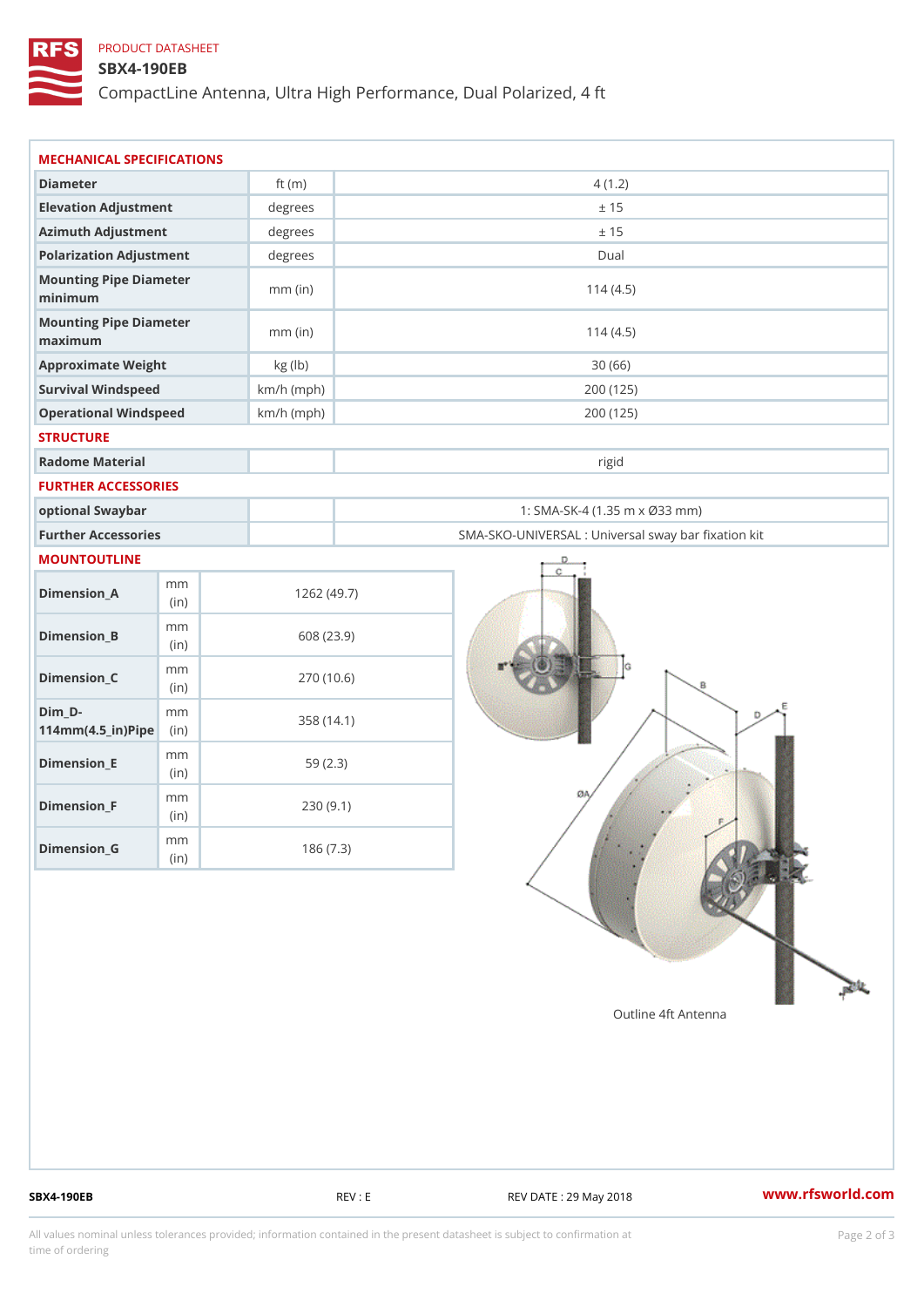PRODUCT DATASHEET

# SBX4-190EB

CompactLine Antenna, Ultra High Performance, Dual Polarized, 4 ft

## MECHANICAL SPECIFICATIONS

| | | |
|---|---|---|
| Diameter | ft (m) | 4 (1.2) |
| Elevation Adjustment | degrees | ± 15 |
| Azimuth Adjustment | degrees | ± 15 |
| Polarization Adjustment | degrees | Dual |
| Mounting Pipe Diameter minimum | mm (in) | 114 (4.5) |
| Mounting Pipe Diameter maximum | mm (in) | 114 (4.5) |
| Approximate Weight | kg (lb) | 30 (66) |
| Survival Windspeed | km/h (mph) | 200 (125) |
| Operational Windspeed | km/h (mph) | 200 (125) |

## STRUCTURE

| | | |
|---|---|---|
| Radome Material | | rigid |

## FURTHER ACCESSORIES

| | | |
|---|---|---|
| optional Swaybar | | 1: SMA-SK-4 (1.35 m x Ø33 mm) |
| Further Accessories | | SMA-SKO-UNIVERSAL : Universal sway bar fixation kit |

## MOUNTOUTLINE

| | | |
|---|---|---|
| Dimension_A | mm (in) | 1262 (49.7) |
| Dimension_B | mm (in) | 608 (23.9) |
| Dimension_C | mm (in) | 270 (10.6) |
| Dim_D-114mm(4.5_in)Pipe | mm (in) | 358 (14.1) |
| Dimension_E | mm (in) | 59 (2.3) |
| Dimension_F | mm (in) | 230 (9.1) |
| Dimension_G | mm (in) | 186 (7.3) |

Outline 4ft Antenna

SBX4-190EB REV : E REV DATE : 29 May 2018 www.rfsworld.com

All values nominal unless tolerances provided; information contained in the present datasheet is subject to confirmation at time of ordering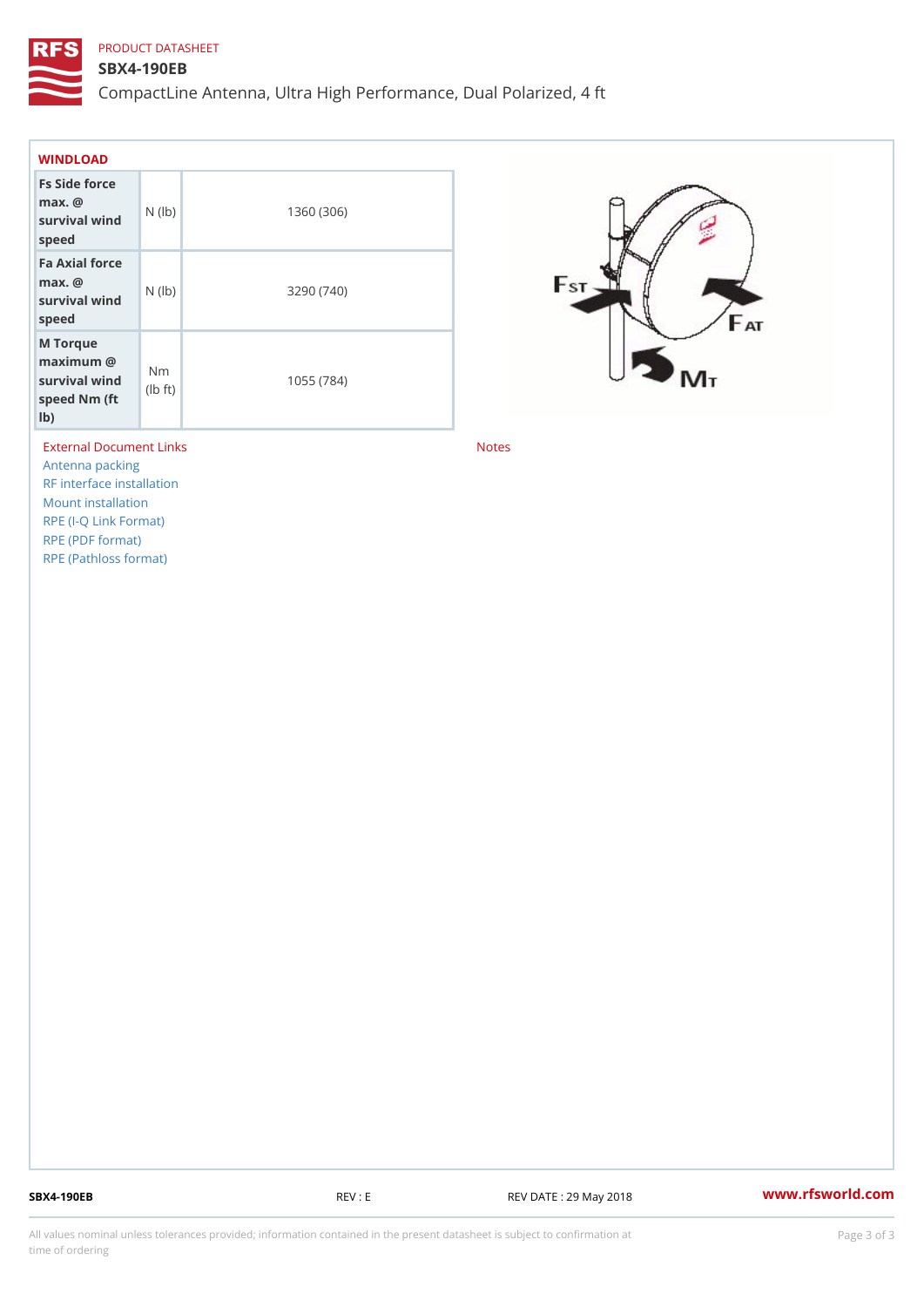PRODUCT DATASHEET

# SBX4-190EB

CompactLine Antenna, Ultra High Performance, Dual Polarized, 4 ft

## WINDLOAD

| | | |
|---|---|---|
| Fs Side force max. @ survival wind speed | N (lb) | 1360 (306) |
| Fa Axial force max. @ survival wind speed | N (lb) | 3290 (740) |
| M Torque maximum @ survival wind speed Nm (ft lb) | Nm (lb ft) | 1055 (784) |

FST

FAT

MT

External Document Links

- Antenna packing
- RF interface installation
- Mount installation
- RPE (I-Q Link Format)
- RPE (PDF format)
- RPE (Pathloss format)

Notes

SBX4-190EB REV : E REV DATE : 29 May 2018 www.rfsworld.com

All values nominal unless tolerances provided; information contained in the present datasheet is subject to confirmation at time of ordering